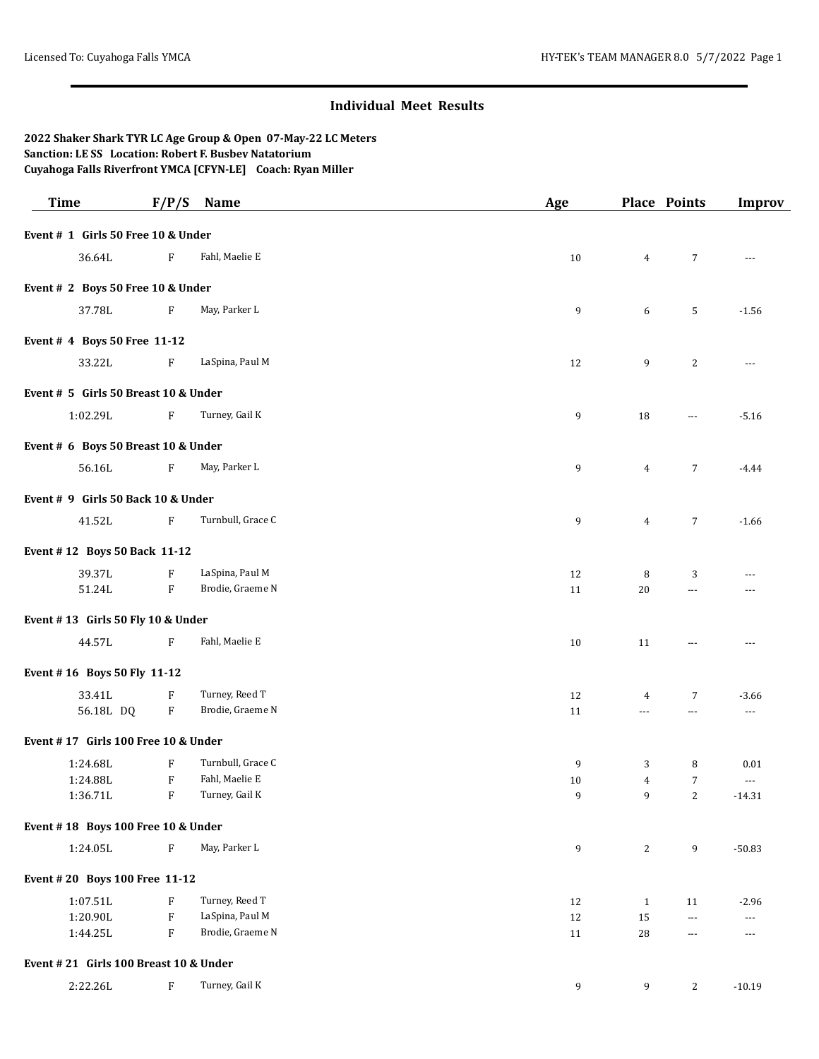# Individual Meet Results

**2022 Shaker Shark TYR LC Age Group & Open 07-May-22 LC Meters**
**Sanction: LE SS Location: Robert F. Busbey Natatorium**
**Cuyahoga Falls Riverfront YMCA [CFYN-LE] Coach: Ryan Miller**

| Time | F/P/S | Name | Age | Place | Points | Improv |
|---|---|---|---|---|---|---|
| **Event # 1 Girls 50 Free 10 & Under** | | | | | | |
| 36.64L | F | Fahl, Maelie E | 10 | 4 | 7 | --- |
| **Event # 2 Boys 50 Free 10 & Under** | | | | | | |
| 37.78L | F | May, Parker L | 9 | 6 | 5 | -1.56 |
| **Event # 4 Boys 50 Free 11-12** | | | | | | |
| 33.22L | F | LaSpina, Paul M | 12 | 9 | 2 | --- |
| **Event # 5 Girls 50 Breast 10 & Under** | | | | | | |
| 1:02.29L | F | Turney, Gail K | 9 | 18 | --- | -5.16 |
| **Event # 6 Boys 50 Breast 10 & Under** | | | | | | |
| 56.16L | F | May, Parker L | 9 | 4 | 7 | -4.44 |
| **Event # 9 Girls 50 Back 10 & Under** | | | | | | |
| 41.52L | F | Turnbull, Grace C | 9 | 4 | 7 | -1.66 |
| **Event # 12 Boys 50 Back 11-12** | | | | | | |
| 39.37L | F | LaSpina, Paul M | 12 | 8 | 3 | --- |
| 51.24L | F | Brodie, Graeme N | 11 | 20 | --- | --- |
| **Event # 13 Girls 50 Fly 10 & Under** | | | | | | |
| 44.57L | F | Fahl, Maelie E | 10 | 11 | --- | --- |
| **Event # 16 Boys 50 Fly 11-12** | | | | | | |
| 33.41L | F | Turney, Reed T | 12 | 4 | 7 | -3.66 |
| 56.18L DQ | F | Brodie, Graeme N | 11 | --- | --- | --- |
| **Event # 17 Girls 100 Free 10 & Under** | | | | | | |
| 1:24.68L | F | Turnbull, Grace C | 9 | 3 | 8 | 0.01 |
| 1:24.88L | F | Fahl, Maelie E | 10 | 4 | 7 | --- |
| 1:36.71L | F | Turney, Gail K | 9 | 9 | 2 | -14.31 |
| **Event # 18 Boys 100 Free 10 & Under** | | | | | | |
| 1:24.05L | F | May, Parker L | 9 | 2 | 9 | -50.83 |
| **Event # 20 Boys 100 Free 11-12** | | | | | | |
| 1:07.51L | F | Turney, Reed T | 12 | 1 | 11 | -2.96 |
| 1:20.90L | F | LaSpina, Paul M | 12 | 15 | --- | --- |
| 1:44.25L | F | Brodie, Graeme N | 11 | 28 | --- | --- |
| **Event # 21 Girls 100 Breast 10 & Under** | | | | | | |
| 2:22.26L | F | Turney, Gail K | 9 | 9 | 2 | -10.19 |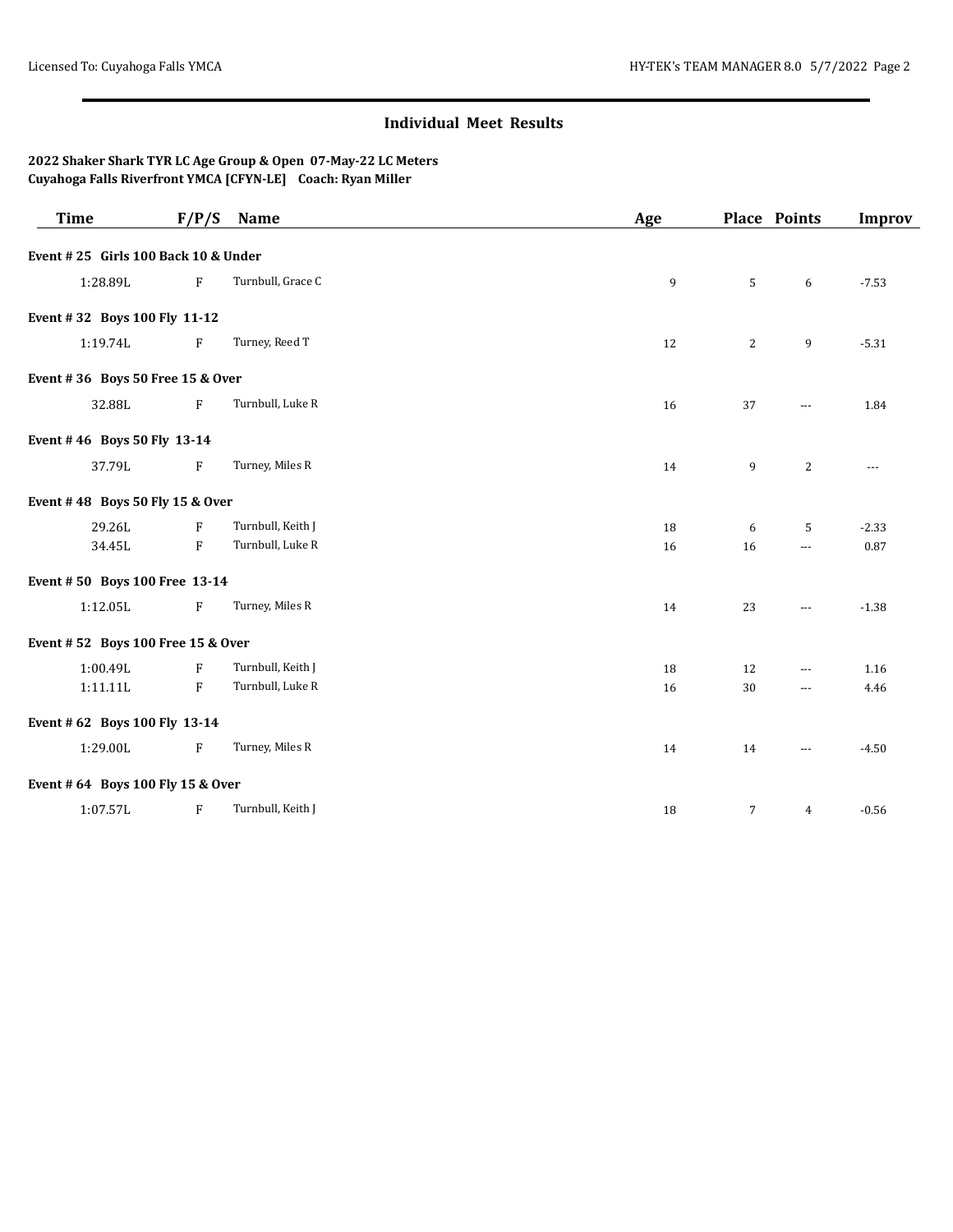## Individual Meet Results

**2022 Shaker Shark TYR LC Age Group & Open 07-May-22 LC Meters**
**Cuyahoga Falls Riverfront YMCA [CFYN-LE] Coach: Ryan Miller**

| Time | F/P/S | Name | Age | Place | Points | Improv |
|---|---|---|---|---|---|---|
| **Event # 25 Girls 100 Back 10 & Under** | | | | | | |
| 1:28.89L | F | Turnbull, Grace C | 9 | 5 | 6 | -7.53 |
| **Event # 32 Boys 100 Fly 11-12** | | | | | | |
| 1:19.74L | F | Turney, Reed T | 12 | 2 | 9 | -5.31 |
| **Event # 36 Boys 50 Free 15 & Over** | | | | | | |
| 32.88L | F | Turnbull, Luke R | 16 | 37 | --- | 1.84 |
| **Event # 46 Boys 50 Fly 13-14** | | | | | | |
| 37.79L | F | Turney, Miles R | 14 | 9 | 2 | --- |
| **Event # 48 Boys 50 Fly 15 & Over** | | | | | | |
| 29.26L | F | Turnbull, Keith J | 18 | 6 | 5 | -2.33 |
| 34.45L | F | Turnbull, Luke R | 16 | 16 | --- | 0.87 |
| **Event # 50 Boys 100 Free 13-14** | | | | | | |
| 1:12.05L | F | Turney, Miles R | 14 | 23 | --- | -1.38 |
| **Event # 52 Boys 100 Free 15 & Over** | | | | | | |
| 1:00.49L | F | Turnbull, Keith J | 18 | 12 | --- | 1.16 |
| 1:11.11L | F | Turnbull, Luke R | 16 | 30 | --- | 4.46 |
| **Event # 62 Boys 100 Fly 13-14** | | | | | | |
| 1:29.00L | F | Turney, Miles R | 14 | 14 | --- | -4.50 |
| **Event # 64 Boys 100 Fly 15 & Over** | | | | | | |
| 1:07.57L | F | Turnbull, Keith J | 18 | 7 | 4 | -0.56 |